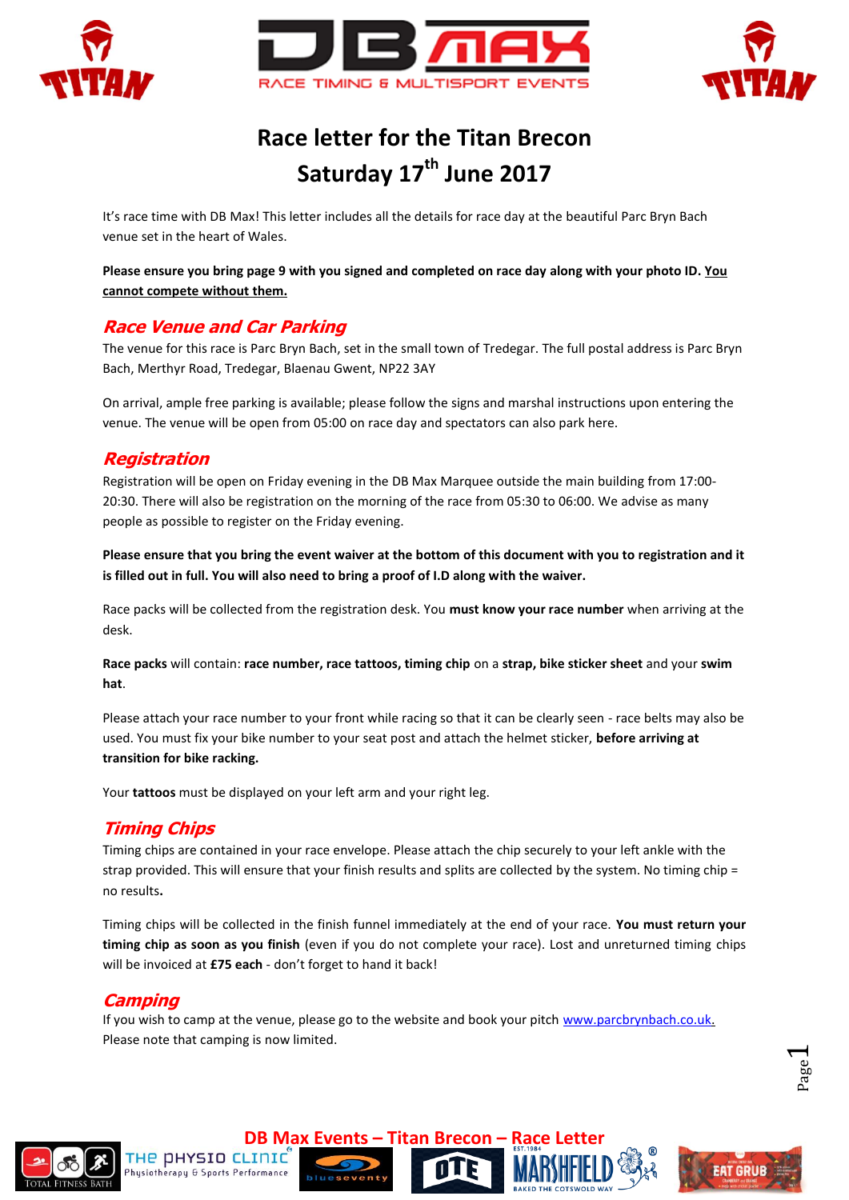# Race letter for the Titan Brecon
# Saturday 17th June 2017

It's race time with DB Max! This letter includes all the details for race day at the beautiful Parc Bryn Bach venue set in the heart of Wales.

**Please ensure you bring page 9 with you signed and completed on race day along with your photo ID. <u>You cannot compete without them.</u>**

## *Race Venue and Car Parking*

The venue for this race is Parc Bryn Bach, set in the small town of Tredegar. The full postal address is Parc Bryn Bach, Merthyr Road, Tredegar, Blaenau Gwent, NP22 3AY

On arrival, ample free parking is available; please follow the signs and marshal instructions upon entering the venue. The venue will be open from 05:00 on race day and spectators can also park here.

## *Registration*

Registration will be open on Friday evening in the DB Max Marquee outside the main building from 17:00-20:30. There will also be registration on the morning of the race from 05:30 to 06:00. We advise as many people as possible to register on the Friday evening.

**Please ensure that you bring the event waiver at the bottom of this document with you to registration and it is filled out in full. You will also need to bring a proof of I.D along with the waiver.**

Race packs will be collected from the registration desk. You **must know your race number** when arriving at the desk.

**Race packs** will contain: **race number, race tattoos, timing chip** on a **strap, bike sticker sheet** and your **swim hat**.

Please attach your race number to your front while racing so that it can be clearly seen - race belts may also be used. You must fix your bike number to your seat post and attach the helmet sticker, **before arriving at transition for bike racking.**

Your **tattoos** must be displayed on your left arm and your right leg.

## *Timing Chips*

Timing chips are contained in your race envelope. Please attach the chip securely to your left ankle with the strap provided. This will ensure that your finish results and splits are collected by the system. No timing chip = no results**.**

Timing chips will be collected in the finish funnel immediately at the end of your race. **You must return your timing chip as soon as you finish** (even if you do not complete your race). Lost and unreturned timing chips will be invoiced at **£75 each** - don't forget to hand it back!

## *Camping*

If you camp at the venue, please go to the website and book your pitch www.parcbrynbach.co.uk. Please note that camping is now limited.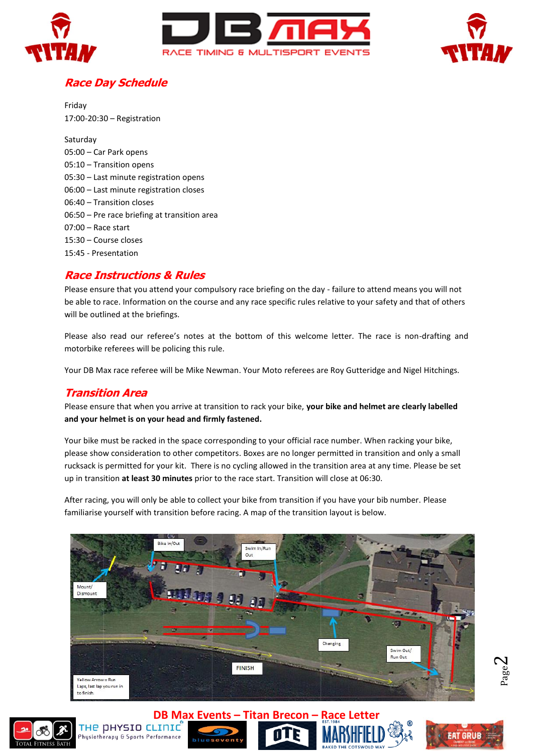## Race Day Schedule

Friday
17:00-20:30 – Registration

Saturday
05:00 – Car Park opens
05:10 – Transition opens
05:30 – Last minute registration opens
06:00 – Last minute registration closes
06:40 – Transition closes
06:50 – Pre race briefing at transition area
07:00 – Race start
15:30 – Course closes
15:45 - Presentation

## Race Instructions & Rules

Please ensure that you attend your compulsory race briefing on the day - failure to attend means you will not be able to race. Information on the course and any race specific rules relative to your safety and that of others will be outlined at the briefings.

Please also read our referee's notes at the bottom of this welcome letter. The race is non-drafting and motorbike referees will be policing this rule.

Your DB Max race referee will be Mike Newman. Your Moto referees are Roy Gutteridge and Nigel Hitchings.

## Transition Area

Please ensure that when you arrive at transition to rack your bike, **your bike and helmet are clearly labelled and your helmet is on your head and firmly fastened.**

Your bike must be racked in the space corresponding to your official race number. When racking your bike, please show consideration to other competitors. Boxes are no longer permitted in transition and only a small rucksack is permitted for your kit. There is no cycling allowed in the transition area at any time. Please be set up in transition **at least 30 minutes** prior to the race start. Transition will close at 06:30.

After racing, you will only be able to collect your bike from transition if you have your bib number. Please familiarise yourself with transition before racing. A map of the transition layout is below.

Bike In/Out
Swim In/Run Out
Mount/Dismount
Changing
Swim Out/Run Out
FINISH
Yellow Arrow = Run Laps, last lap you run in to finish.

DB Max Events – Titan Brecon – Race Letter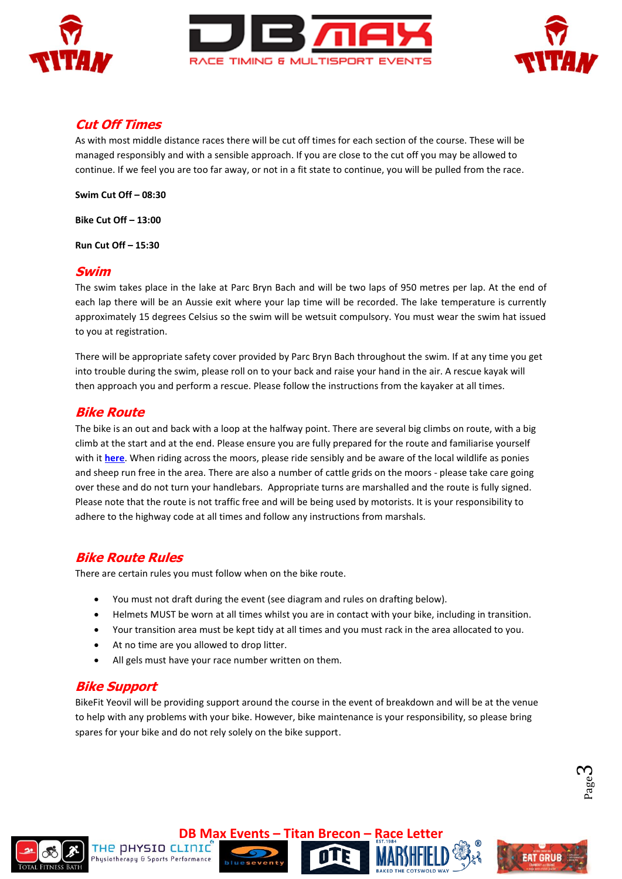## Cut Off Times

As with most middle distance races there will be cut off times for each section of the course. These will be managed responsibly and with a sensible approach. If you are close to the cut off you may be allowed to continue. If we feel you are too far away, or not in a fit state to continue, you will be pulled from the race.

**Swim Cut Off – 08:30**

**Bike Cut Off – 13:00**

**Run Cut Off – 15:30**

## Swim

The swim takes place in the lake at Parc Bryn Bach and will be two laps of 950 metres per lap. At the end of each lap there will be an Aussie exit where your lap time will be recorded. The lake temperature is currently approximately 15 degrees Celsius so the swim will be wetsuit compulsory. You must wear the swim hat issued to you at registration.

There will be appropriate safety cover provided by Parc Bryn Bach throughout the swim. If at any time you get into trouble during the swim, please roll on to your back and raise your hand in the air. A rescue kayak will then approach you and perform a rescue. Please follow the instructions from the kayaker at all times.

## Bike Route

The bike is an out and back with a loop at the halfway point. There are several big climbs on route, with a big climb at the start and at the end. Please ensure you are fully prepared for the route and familiarise yourself with it **here**. When riding across the moors, please ride sensibly and be aware of the local wildlife as ponies and sheep run free in the area. There are also a number of cattle grids on the moors - please take care going over these and do not turn your handlebars. Appropriate turns are marshalled and the route is fully signed. Please note that the route is not traffic free and will be being used by motorists. It is your responsibility to adhere to the highway code at all times and follow any instructions from marshals.

## Bike Route Rules

There are certain rules you must follow when on the bike route.

- You must not draft during the event (see diagram and rules on drafting below).
- Helmets MUST be worn at all times whilst you are in contact with your bike, including in transition.
- Your transition area must be kept tidy at all times and you must rack in the area allocated to you.
- At no time are you allowed to drop litter.
- All gels must have your race number written on them.

## Bike Support

BikeFit Yeovil will be providing support around the course in the event of breakdown and will be at the venue to help with any problems with your bike. However, bike maintenance is your responsibility, so please bring spares for your bike and do not rely solely on the bike support.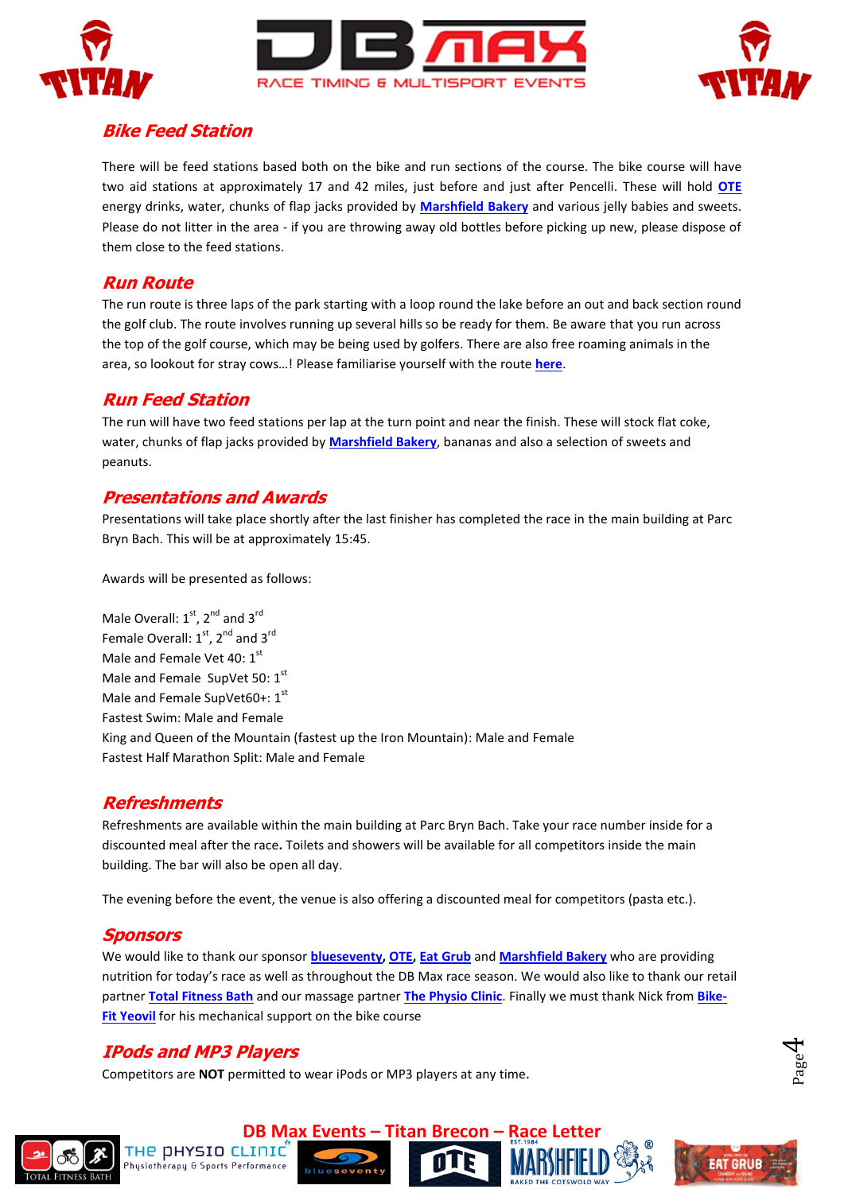## Bike Feed Station

There will be feed stations based both on the bike and run sections of the course. The bike course will have two aid stations at approximately 17 and 42 miles, just before and just after Pencelli. These will hold **OTE** energy drinks, water, chunks of flap jacks provided by **Marshfield Bakery** and various jelly babies and sweets. Please do not litter in the area - if you are throwing away old bottles before picking up new, please dispose of them close to the feed stations.

## Run Route

The run route is three laps of the park starting with a loop round the lake before an out and back section round the golf club. The route involves running up several hills so be ready for them. Be aware that you run across the top of the golf course, which may be being used by golfers. There are also free roaming animals in the area, so lookout for stray cows…! Please familiarise yourself with the route **here**.

## Run Feed Station

The run will have two feed stations per lap at the turn point and near the finish. These will stock flat coke, water, chunks of flap jacks provided by **Marshfield Bakery**, bananas and also a selection of sweets and peanuts.

## Presentations and Awards

Presentations will take place shortly after the last finisher has completed the race in the main building at Parc Bryn Bach. This will be at approximately 15:45.

Awards will be presented as follows:

Male Overall: 1st, 2nd and 3rd
Female Overall: 1st, 2nd and 3rd
Male and Female Vet 40: 1st
Male and Female SupVet 50: 1st
Male and Female SupVet60+: 1st
Fastest Swim: Male and Female
King and Queen of the Mountain (fastest up the Iron Mountain): Male and Female
Fastest Half Marathon Split: Male and Female

## Refreshments

Refreshments are available within the main building at Parc Bryn Bach. Take your race number inside for a discounted meal after the race**.** Toilets and showers will be available for all competitors inside the main building. The bar will also be open all day.

The evening before the event, the venue is also offering a discounted meal for competitors (pasta etc.).

## Sponsors

We would like to thank our sponsor **blueseventy**, **OTE**, **Eat Grub** and **Marshfield Bakery** who are providing nutrition for today's race as well as throughout the DB Max race season. We would also like to thank our retail partner **Total Fitness Bath** and our massage partner **The Physio Clinic**. Finally we must thank Nick from **Bike-Fit Yeovil** for his mechanical support on the bike course

## IPods and MP3 Players

Competitors are **NOT** permitted to wear iPods or MP3 players at any time.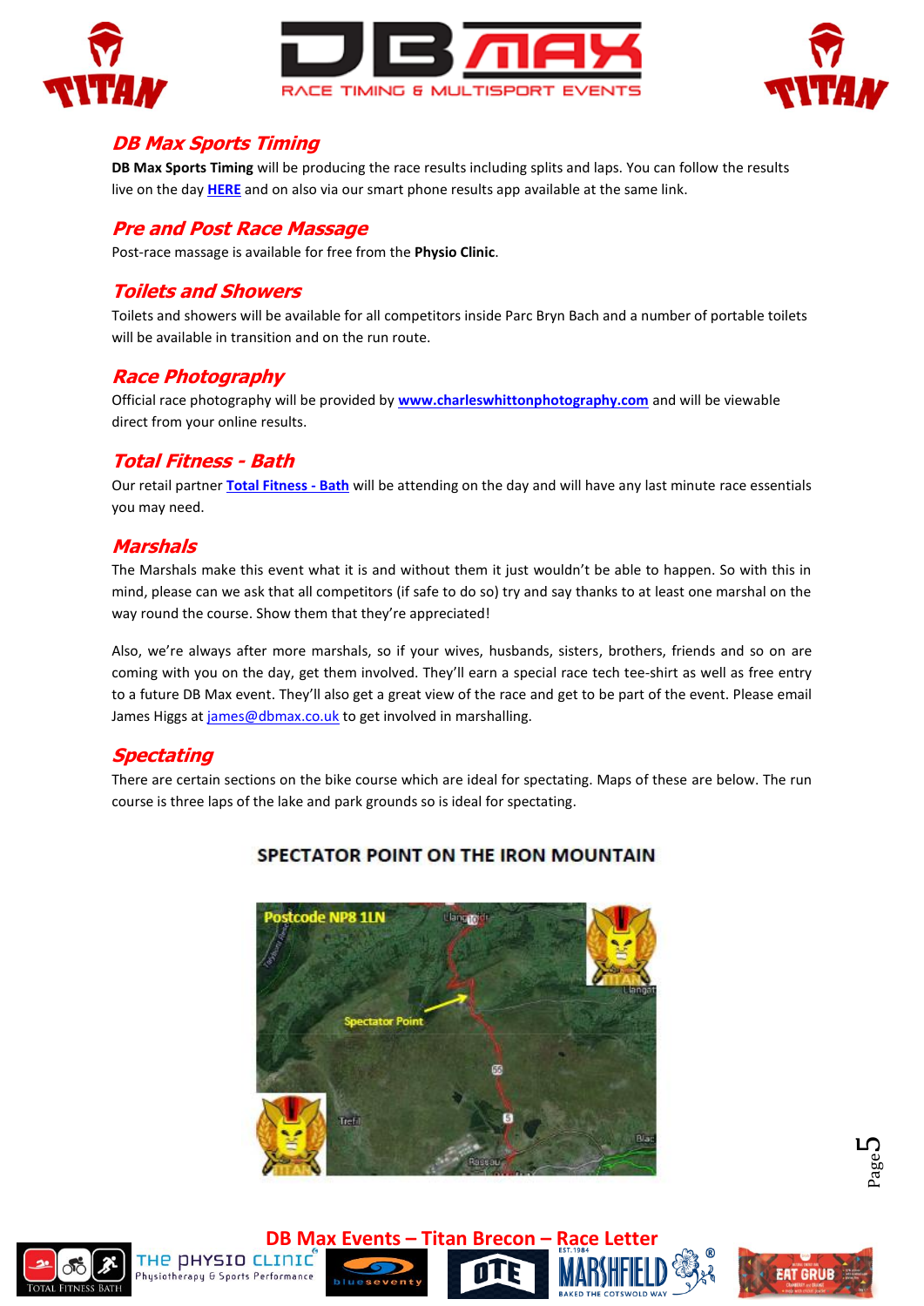## DB Max Sports Timing

**DB Max Sports Timing** will be producing the race results including splits and laps. You can follow the results live on the day **HERE** and on also via our smart phone results app available at the same link.

## Pre and Post Race Massage

Post-race massage is available for free from the **Physio Clinic**.

## Toilets and Showers

Toilets and showers will be available for all competitors inside Parc Bryn Bach and a number of portable toilets will be available in transition and on the run route.

## Race Photography

Official race photography will be provided by **www.charleswhittonphotography.com** and will be viewable direct from your online results.

## Total Fitness - Bath

Our retail partner **Total Fitness - Bath** will be attending on the day and will have any last minute race essentials you may need.

## Marshals

The Marshals make this event what it is and without them it just wouldn't be able to happen. So with this in mind, please can we ask that all competitors (if safe to do so) try and say thanks to at least one marshal on the way round the course. Show them that they're appreciated!

Also, we're always after more marshals, so if your wives, husbands, sisters, brothers, friends and so on are coming with you on the day, get them involved. They'll earn a special race tech tee-shirt as well as free entry to a future DB Max event. They'll also get a great view of the race and get to be part of the event. Please email James Higgs at james@dbmax.co.uk to get involved in marshalling.

## Spectating

There are certain sections on the bike course which are ideal for spectating. Maps of these are below. The run course is three laps of the lake and park grounds so is ideal for spectating.

**SPECTATOR POINT ON THE IRON MOUNTAIN**

Postcode NP8 1LN

Spectator Point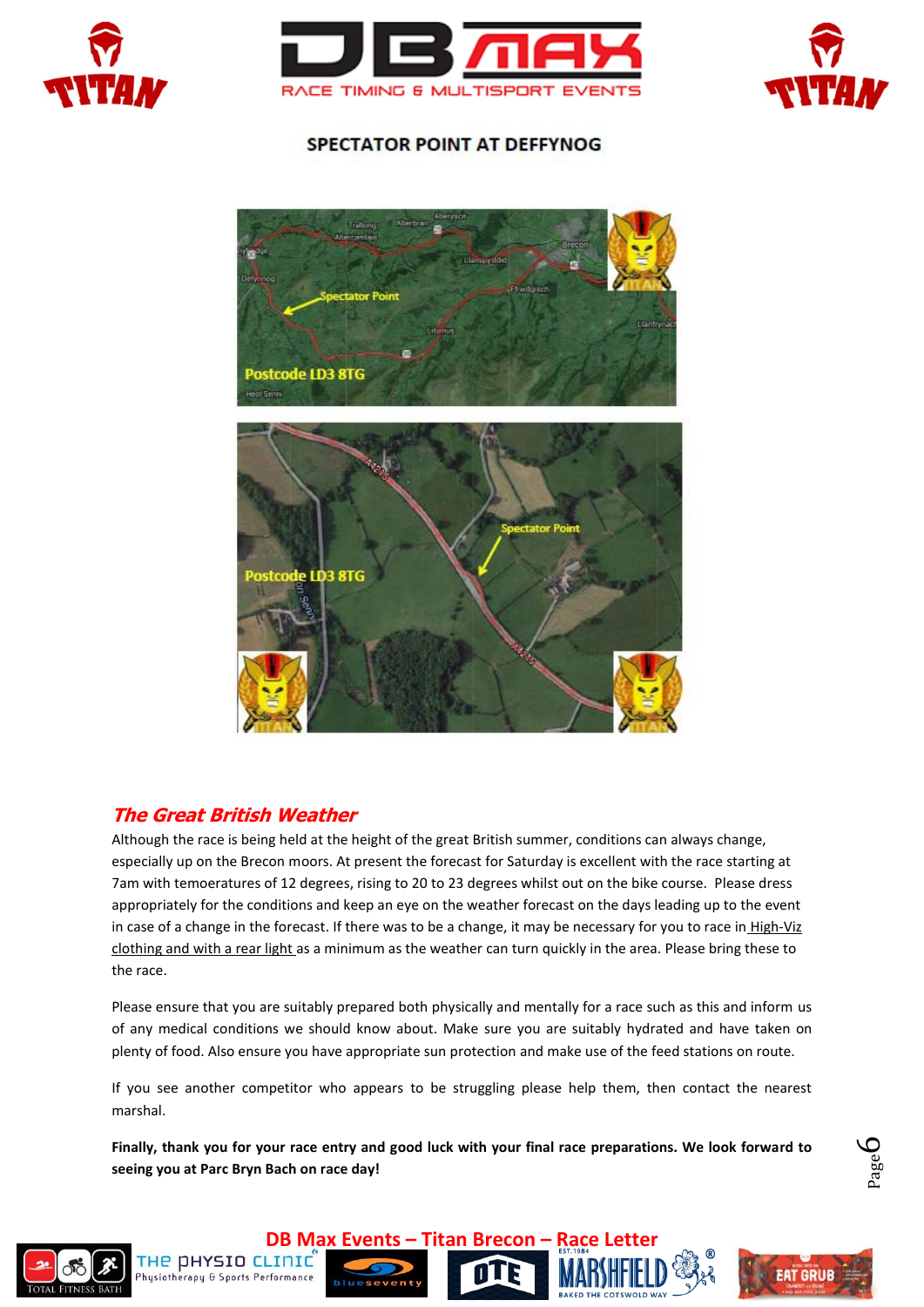## SPECTATOR POINT AT DEFFYNOG

### *The Great British Weather*

Although the race is being held at the height of the great British summer, conditions can always change, especially up on the Brecon moors. At present the forecast for Saturday is excellent with the race starting at 7am with temoeratures of 12 degrees, rising to 20 to 23 degrees whilst out on the bike course. Please dress appropriately for the conditions and keep an eye on the weather forecast on the days leading up to the event in case of a change in the forecast. If there was to be a change, it may be necessary for you to race in High-Viz clothing and with a rear light as a minimum as the weather can turn quickly in the area. Please bring these to the race.

Please ensure that you are suitably prepared both physically and mentally for a race such as this and inform us of any medical conditions we should know about. Make sure you are suitably hydrated and have taken on plenty of food. Also ensure you have appropriate sun protection and make use of the feed stations on route.

If you see another competitor who appears to be struggling please help them, then contact the nearest marshal.

**Finally, thank you for your race entry and good luck with your final race preparations. We look forward to seeing you at Parc Bryn Bach on race day!**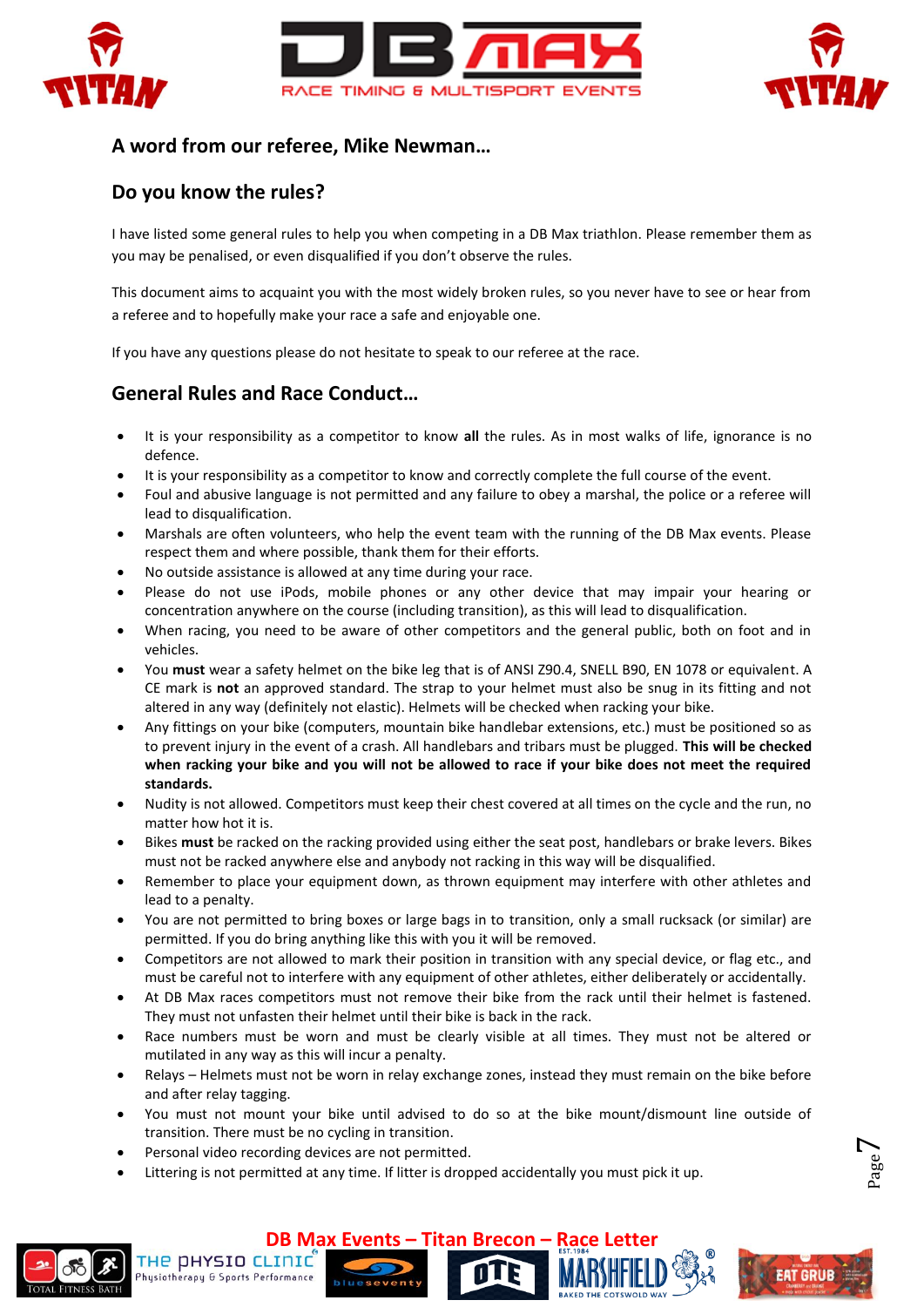## A word from our referee, Mike Newman…

## Do you know the rules?

I have listed some general rules to help you when competing in a DB Max triathlon. Please remember them as you may be penalised, or even disqualified if you don't observe the rules.

This document aims to acquaint you with the most widely broken rules, so you never have to see or hear from a referee and to hopefully make your race a safe and enjoyable one.

If you have any questions please do not hesitate to speak to our referee at the race.

## General Rules and Race Conduct…

- It is your responsibility as a competitor to know **all** the rules. As in most walks of life, ignorance is no defence.
- It is your responsibility as a competitor to know and correctly complete the full course of the event.
- Foul and abusive language is not permitted and any failure to obey a marshal, the police or a referee will lead to disqualification.
- Marshals are often volunteers, who help the event team with the running of the DB Max events. Please respect them and where possible, thank them for their efforts.
- No outside assistance is allowed at any time during your race.
- Please do not use iPods, mobile phones or any other device that may impair your hearing or concentration anywhere on the course (including transition), as this will lead to disqualification.
- When racing, you need to be aware of other competitors and the general public, both on foot and in vehicles.
- You **must** wear a safety helmet on the bike leg that is of ANSI Z90.4, SNELL B90, EN 1078 or equivalent. A CE mark is **not** an approved standard. The strap to your helmet must also be snug in its fitting and not altered in any way (definitely not elastic). Helmets will be checked when racking your bike.
- Any fittings on your bike (computers, mountain bike handlebar extensions, etc.) must be positioned so as to prevent injury in the event of a crash. All handlebars and tribars must be plugged. **This will be checked when racking your bike and you will not be allowed to race if your bike does not meet the required standards.**
- Nudity is not allowed. Competitors must keep their chest covered at all times on the cycle and the run, no matter how hot it is.
- Bikes **must** be racked on the racking provided using either the seat post, handlebars or brake levers. Bikes must not be racked anywhere else and anybody not racking in this way will be disqualified.
- Remember to place your equipment down, as thrown equipment may interfere with other athletes and lead to a penalty.
- You are not permitted to bring boxes or large bags in to transition, only a small rucksack (or similar) are permitted. If you do bring anything like this with you it will be removed.
- Competitors are not allowed to mark their position in transition with any special device, or flag etc., and must be careful not to interfere with any equipment of other athletes, either deliberately or accidentally.
- At DB Max races competitors must not remove their bike from the rack until their helmet is fastened. They must not unfasten their helmet until their bike is back in the rack.
- Race numbers must be worn and must be clearly visible at all times. They must not be altered or mutilated in any way as this will incur a penalty.
- Relays – Helmets must not be worn in relay exchange zones, instead they must remain on the bike before and after relay tagging.
- You must not mount your bike until advised to do so at the bike mount/dismount line outside of transition. There must be no cycling in transition.
- Personal video recording devices are not permitted.
- Littering is not permitted at any time. If litter is dropped accidentally you must pick it up.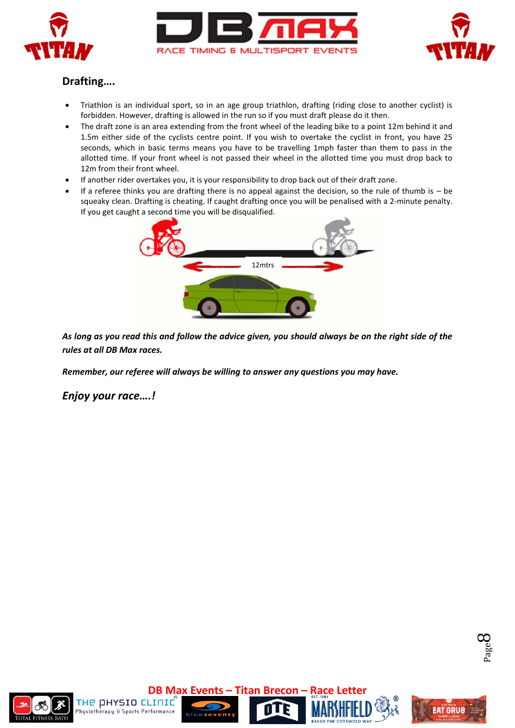## Drafting….

- Triathlon is an individual sport, so in an age group triathlon, drafting (riding close to another cyclist) is forbidden. However, drafting is allowed in the run so if you must draft please do it then.
- The draft zone is an area extending from the front wheel of the leading bike to a point 12m behind it and 1.5m either side of the cyclists centre point. If you wish to overtake the cyclist in front, you have 25 seconds, which in basic terms means you have to be travelling 1mph faster than them to pass in the allotted time. If your front wheel is not passed their wheel in the allotted time you must drop back to 12m from their front wheel.
- If another rider overtakes you, it is your responsibility to drop back out of their draft zone.
- If a referee thinks you are drafting there is no appeal against the decision, so the rule of thumb is – be squeaky clean. Drafting is cheating. If caught drafting once you will be penalised with a 2-minute penalty. If you get caught a second time you will be disqualified.

12mtrs

***As long as you read this and follow the advice given, you should always be on the right side of the rules at all DB Max races.***

***Remember, our referee will always be willing to answer any questions you may have.***

***Enjoy your race….!***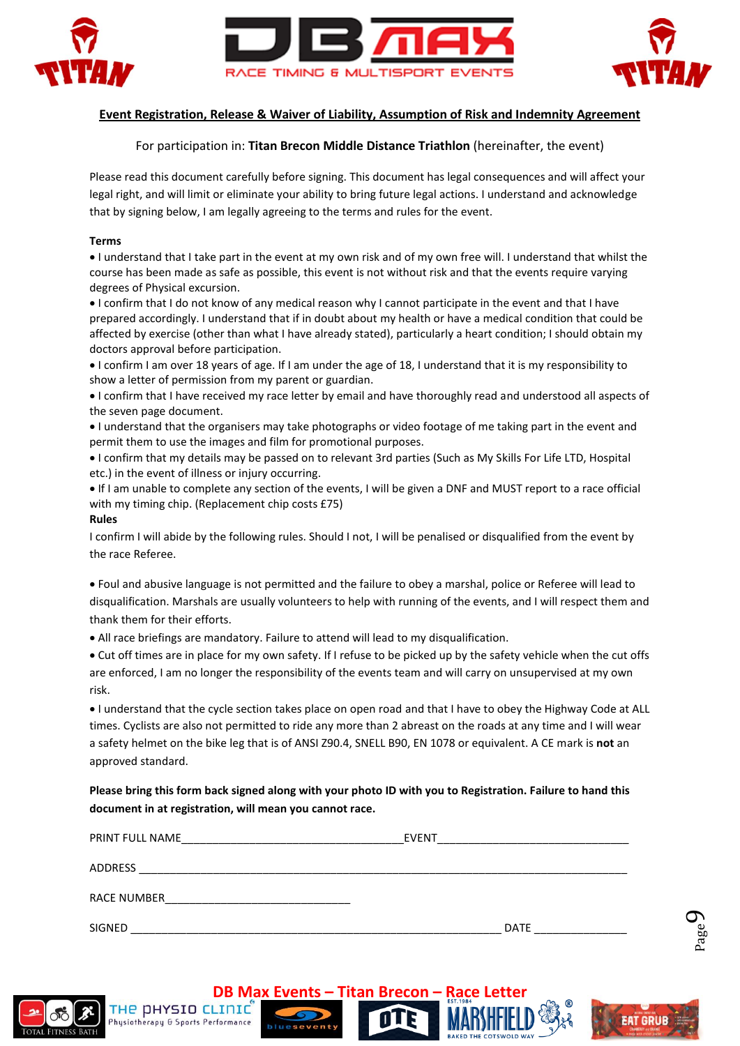**Event Registration, Release & Waiver of Liability, Assumption of Risk and Indemnity Agreement**

For participation in: **Titan Brecon Middle Distance Triathlon** (hereinafter, the event)

Please read this document carefully before signing. This document has legal consequences and will affect your legal right, and will limit or eliminate your ability to bring future legal actions. I understand and acknowledge that by signing below, I am legally agreeing to the terms and rules for the event.

**Terms**

- I understand that I take part in the event at my own risk and of my own free will. I understand that whilst the course has been made as safe as possible, this event is not without risk and that the events require varying degrees of Physical excursion.
- I confirm that I do not know of any medical reason why I cannot participate in the event and that I have prepared accordingly. I understand that if in doubt about my health or have a medical condition that could be affected by exercise (other than what I have already stated), particularly a heart condition; I should obtain my doctors approval before participation.
- I confirm I am over 18 years of age. If I am under the age of 18, I understand that it is my responsibility to show a letter of permission from my parent or guardian.
- I confirm that I have received my race letter by email and have thoroughly read and understood all aspects of the seven page document.
- I understand that the organisers may take photographs or video footage of me taking part in the event and permit them to use the images and film for promotional purposes.
- I confirm that my details may be passed on to relevant 3rd parties (Such as My Skills For Life LTD, Hospital etc.) in the event of illness or injury occurring.
- If I am unable to complete any section of the events, I will be given a DNF and MUST report to a race official with my timing chip. (Replacement chip costs £75)

**Rules**

I confirm I will abide by the following rules. Should I not, I will be penalised or disqualified from the event by the race Referee.

- Foul and abusive language is not permitted and the failure to obey a marshal, police or Referee will lead to disqualification. Marshals are usually volunteers to help with running of the events, and I will respect them and thank them for their efforts.
- All race briefings are mandatory. Failure to attend will lead to my disqualification.
- Cut off times are in place for my own safety. If I refuse to be picked up by the safety vehicle when the cut offs are enforced, I am no longer the responsibility of the events team and will carry on unsupervised at my own risk.
- I understand that the cycle section takes place on open road and that I have to obey the Highway Code at ALL times. Cyclists are also not permitted to ride any more than 2 abreast on the roads at any time and I will wear a safety helmet on the bike leg that is of ANSI Z90.4, SNELL B90, EN 1078 or equivalent. A CE mark is **not** an approved standard.

**Please bring this form back signed along with your photo ID with you to Registration. Failure to hand this document in at registration, will mean you cannot race.**

PRINT FULL NAME____________________________________EVENT________________________________

ADDRESS ________________________________________________________________________________

RACE NUMBER______________________________

SIGNED ____________________________________________________________ DATE _______________